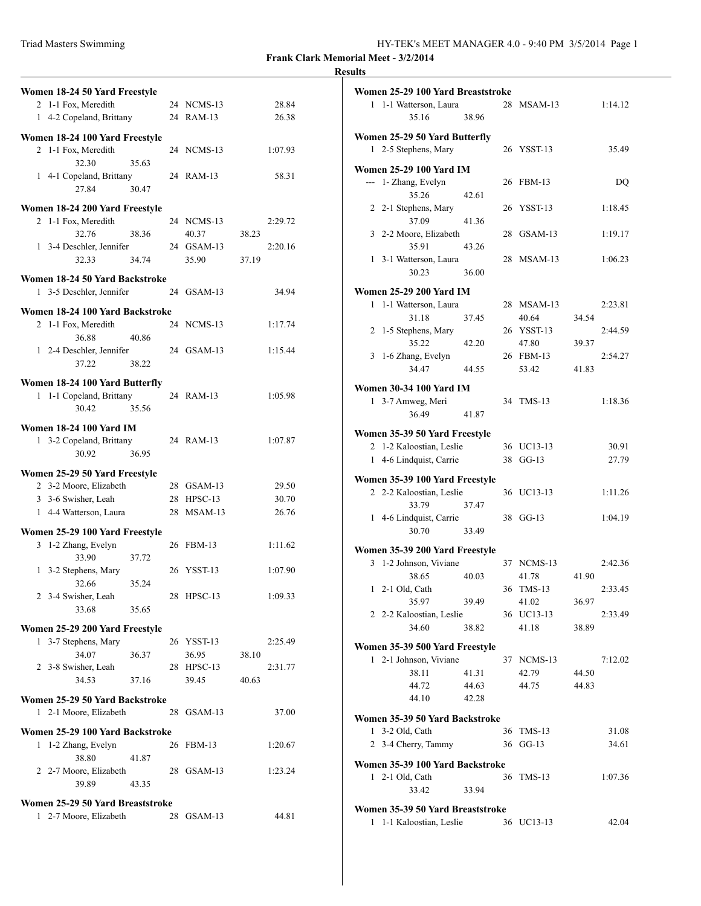**Frank Clark Memorial Meet - 3/2/2014**

**Results**

**Women 18-24 50 Yard Freestyle**

```
  2  1-1 Fox, Meredith           24  NCMS-13          28.84
  1  4-2 Copeland, Brittany      24  RAM-13           26.38
```

**Women 18-24 100 Yard Freestyle**

```
  2  1-1 Fox, Meredith           24  NCMS-13        1:07.93
         32.30      35.63
  1  4-1 Copeland, Brittany      24  RAM-13           58.31
         27.84      30.47
```

**Women 18-24 200 Yard Freestyle**

```
  2  1-1 Fox, Meredith           24  NCMS-13        2:29.72
         32.76      38.36        40.37      38.23
  1  3-4 Deschler, Jennifer      24  GSAM-13        2:20.16
         32.33      34.74        35.90      37.19
```

**Women 18-24 50 Yard Backstroke**

```
  1  3-5 Deschler, Jennifer      24  GSAM-13          34.94
```

**Women 18-24 100 Yard Backstroke**

```
  2  1-1 Fox, Meredith           24  NCMS-13        1:17.74
         36.88      40.86
  1  2-4 Deschler, Jennifer      24  GSAM-13        1:15.44
         37.22      38.22
```

**Women 18-24 100 Yard Butterfly**

```
  1  1-1 Copeland, Brittany      24  RAM-13         1:05.98
         30.42      35.56
```

**Women 18-24 100 Yard IM**

```
  1  3-2 Copeland, Brittany      24  RAM-13         1:07.87
         30.92      36.95
```

**Women 25-29 50 Yard Freestyle**

```
  2  3-2 Moore, Elizabeth        28  GSAM-13          29.50
  3  3-6 Swisher, Leah           28  HPSC-13          30.70
  1  4-4 Watterson, Laura        28  MSAM-13          26.76
```

**Women 25-29 100 Yard Freestyle**

```
  3  1-2 Zhang, Evelyn           26  FBM-13         1:11.62
         33.90      37.72
  1  3-2 Stephens, Mary          26  YSST-13        1:07.90
         32.66      35.24
  2  3-4 Swisher, Leah           28  HPSC-13        1:09.33
         33.68      35.65
```

**Women 25-29 200 Yard Freestyle**

```
  1  3-7 Stephens, Mary          26  YSST-13        2:25.49
         34.07      36.37        36.95      38.10
  2  3-8 Swisher, Leah           28  HPSC-13        2:31.77
         34.53      37.16        39.45      40.63
```

**Women 25-29 50 Yard Backstroke**

```
  1  2-1 Moore, Elizabeth        28  GSAM-13          37.00
```

**Women 25-29 100 Yard Backstroke**

```
  1  1-2 Zhang, Evelyn           26  FBM-13         1:20.67
         38.80      41.87
  2  2-7 Moore, Elizabeth        28  GSAM-13        1:23.24
         39.89      43.35
```

**Women 25-29 50 Yard Breaststroke**

```
  1  2-7 Moore, Elizabeth        28  GSAM-13          44.81
```

**Women 25-29 100 Yard Breaststroke**

```
  1  1-1 Watterson, Laura        28  MSAM-13        1:14.12
         35.16      38.96
```

**Women 25-29 50 Yard Butterfly**

```
  1  2-5 Stephens, Mary          26  YSST-13          35.49
```

**Women 25-29 100 Yard IM**

```
 ---  1- Zhang, Evelyn           26  FBM-13              DQ
         35.26      42.61
  2  2-1 Stephens, Mary          26  YSST-13        1:18.45
         37.09      41.36
  3  2-2 Moore, Elizabeth        28  GSAM-13        1:19.17
         35.91      43.26
  1  3-1 Watterson, Laura        28  MSAM-13        1:06.23
         30.23      36.00
```

**Women 25-29 200 Yard IM**

```
  1  1-1 Watterson, Laura        28  MSAM-13        2:23.81
         31.18      37.45        40.64      34.54
  2  1-5 Stephens, Mary          26  YSST-13        2:44.59
         35.22      42.20        47.80      39.37
  3  1-6 Zhang, Evelyn           26  FBM-13         2:54.27
         34.47      44.55        53.42      41.83
```

**Women 30-34 100 Yard IM**

```
  1  3-7 Amweg, Meri             34  TMS-13         1:18.36
         36.49      41.87
```

**Women 35-39 50 Yard Freestyle**

```
  2  1-2 Kaloostian, Leslie      36  UC13-13          30.91
  1  4-6 Lindquist, Carrie       38  GG-13            27.79
```

**Women 35-39 100 Yard Freestyle**

```
  2  2-2 Kaloostian, Leslie      36  UC13-13        1:11.26
         33.79      37.47
  1  4-6 Lindquist, Carrie       38  GG-13          1:04.19
         30.70      33.49
```

**Women 35-39 200 Yard Freestyle**

```
  3  1-2 Johnson, Viviane        37  NCMS-13        2:42.36
         38.65      40.03        41.78      41.90
  1  2-1 Old, Cath               36  TMS-13         2:33.45
         35.97      39.49        41.02      36.97
  2  2-2 Kaloostian, Leslie      36  UC13-13        2:33.49
         34.60      38.82        41.18      38.89
```

**Women 35-39 500 Yard Freestyle**

```
  1  2-1 Johnson, Viviane        37  NCMS-13        7:12.02
         38.11      41.31        42.79      44.50
         44.72      44.63        44.75      44.83
         44.10      42.28
```

**Women 35-39 50 Yard Backstroke**

```
  1  3-2 Old, Cath               36  TMS-13           31.08
  2  3-4 Cherry, Tammy           36  GG-13            34.61
```

**Women 35-39 100 Yard Backstroke**

```
  1  2-1 Old, Cath               36  TMS-13         1:07.36
         33.42      33.94
```

**Women 35-39 50 Yard Breaststroke**

```
  1  1-1 Kaloostian, Leslie      36  UC13-13          42.04
```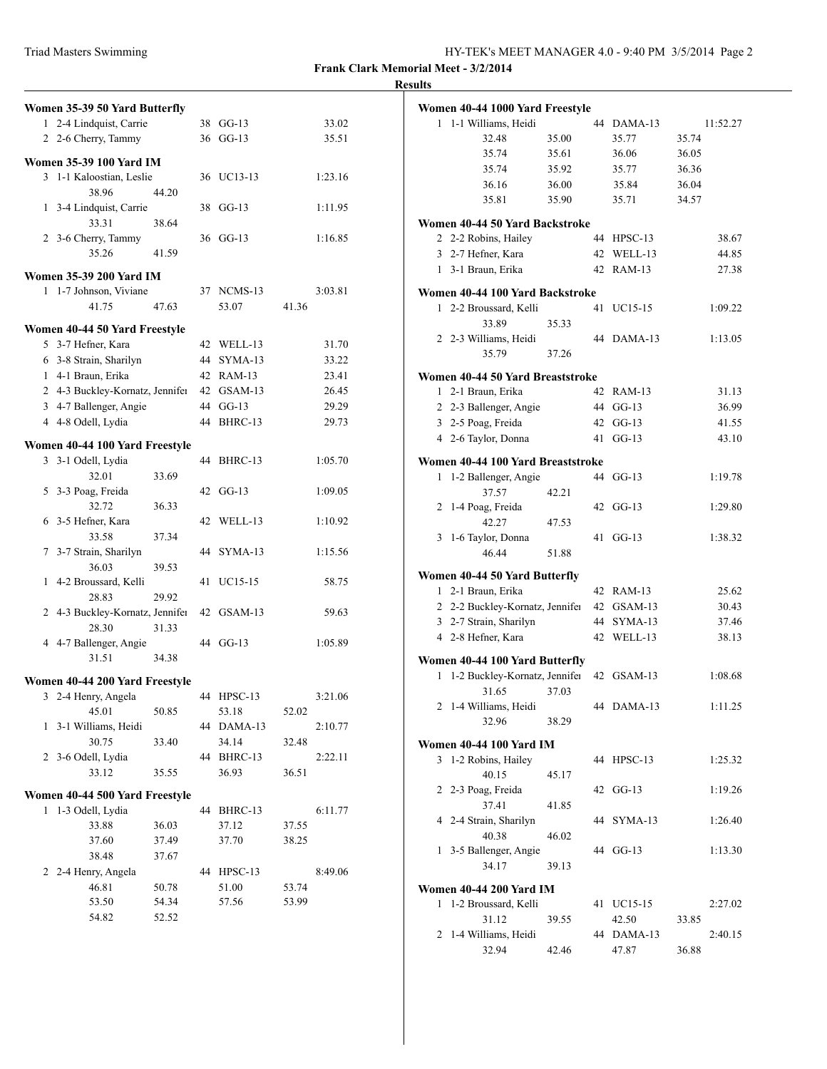**Frank Clark Memorial Meet - 3/2/2014**

**Results**

### Women 35-39 50 Yard Butterfly

| | | Age | Team | Time |
|---|---|---|---|---|
| 1 | 2-4 Lindquist, Carrie | 38 | GG-13 | 33.02 |
| 2 | 2-6 Cherry, Tammy | 36 | GG-13 | 35.51 |

### Women 35-39 100 Yard IM

| | | Age | Team | Time |
|---|---|---|---|---|
| 3 | 1-1 Kaloostian, Leslie | 36 | UC13-13 | 1:23.16 |
| | 38.96 44.20 | | | |
| 1 | 3-4 Lindquist, Carrie | 38 | GG-13 | 1:11.95 |
| | 33.31 38.64 | | | |
| 2 | 3-6 Cherry, Tammy | 36 | GG-13 | 1:16.85 |
| | 35.26 41.59 | | | |

### Women 35-39 200 Yard IM

| | | Age | Team | Time |
|---|---|---|---|---|
| 1 | 1-7 Johnson, Viviane | 37 | NCMS-13 | 3:03.81 |
| | 41.75 47.63 53.07 41.36 | | | |

### Women 40-44 50 Yard Freestyle

| | | Age | Team | Time |
|---|---|---|---|---|
| 5 | 3-7 Hefner, Kara | 42 | WELL-13 | 31.70 |
| 6 | 3-8 Strain, Sharilyn | 44 | SYMA-13 | 33.22 |
| 1 | 4-1 Braun, Erika | 42 | RAM-13 | 23.41 |
| 2 | 4-3 Buckley-Kornatz, Jennifer | 42 | GSAM-13 | 26.45 |
| 3 | 4-7 Ballenger, Angie | 44 | GG-13 | 29.29 |
| 4 | 4-8 Odell, Lydia | 44 | BHRC-13 | 29.73 |

### Women 40-44 100 Yard Freestyle

| | | Age | Team | Time |
|---|---|---|---|---|
| 3 | 3-1 Odell, Lydia | 44 | BHRC-13 | 1:05.70 |
| | 32.01 33.69 | | | |
| 5 | 3-3 Poag, Freida | 42 | GG-13 | 1:09.05 |
| | 32.72 36.33 | | | |
| 6 | 3-5 Hefner, Kara | 42 | WELL-13 | 1:10.92 |
| | 33.58 37.34 | | | |
| 7 | 3-7 Strain, Sharilyn | 44 | SYMA-13 | 1:15.56 |
| | 36.03 39.53 | | | |
| 1 | 4-2 Broussard, Kelli | 41 | UC15-15 | 58.75 |
| | 28.83 29.92 | | | |
| 2 | 4-3 Buckley-Kornatz, Jennifer | 42 | GSAM-13 | 59.63 |
| | 28.30 31.33 | | | |
| 4 | 4-7 Ballenger, Angie | 44 | GG-13 | 1:05.89 |
| | 31.51 34.38 | | | |

### Women 40-44 200 Yard Freestyle

| | | Age | Team | Time |
|---|---|---|---|---|
| 3 | 2-4 Henry, Angela | 44 | HPSC-13 | 3:21.06 |
| | 45.01 50.85 53.18 52.02 | | | |
| 1 | 3-1 Williams, Heidi | 44 | DAMA-13 | 2:10.77 |
| | 30.75 33.40 34.14 32.48 | | | |
| 2 | 3-6 Odell, Lydia | 44 | BHRC-13 | 2:22.11 |
| | 33.12 35.55 36.93 36.51 | | | |

### Women 40-44 500 Yard Freestyle

| | | Age | Team | Time |
|---|---|---|---|---|
| 1 | 1-3 Odell, Lydia | 44 | BHRC-13 | 6:11.77 |
| | 33.88 36.03 37.12 37.55 | | | |
| | 37.60 37.49 37.70 38.25 | | | |
| | 38.48 37.67 | | | |
| 2 | 2-4 Henry, Angela | 44 | HPSC-13 | 8:49.06 |
| | 46.81 50.78 51.00 53.74 | | | |
| | 53.50 54.34 57.56 53.99 | | | |
| | 54.82 52.52 | | | |

### Women 40-44 1000 Yard Freestyle

| | | Age | Team | Time |
|---|---|---|---|---|
| 1 | 1-1 Williams, Heidi | 44 | DAMA-13 | 11:52.27 |
| | 32.48 35.00 35.77 35.74 | | | |
| | 35.74 35.61 36.06 36.05 | | | |
| | 35.74 35.92 35.77 36.36 | | | |
| | 36.16 36.00 35.84 36.04 | | | |
| | 35.81 35.90 35.71 34.57 | | | |

### Women 40-44 50 Yard Backstroke

| | | Age | Team | Time |
|---|---|---|---|---|
| 2 | 2-2 Robins, Hailey | 44 | HPSC-13 | 38.67 |
| 3 | 2-7 Hefner, Kara | 42 | WELL-13 | 44.85 |
| 1 | 3-1 Braun, Erika | 42 | RAM-13 | 27.38 |

### Women 40-44 100 Yard Backstroke

| | | Age | Team | Time |
|---|---|---|---|---|
| 1 | 2-2 Broussard, Kelli | 41 | UC15-15 | 1:09.22 |
| | 33.89 35.33 | | | |
| 2 | 2-3 Williams, Heidi | 44 | DAMA-13 | 1:13.05 |
| | 35.79 37.26 | | | |

### Women 40-44 50 Yard Breaststroke

| | | Age | Team | Time |
|---|---|---|---|---|
| 1 | 2-1 Braun, Erika | 42 | RAM-13 | 31.13 |
| 2 | 2-3 Ballenger, Angie | 44 | GG-13 | 36.99 |
| 3 | 2-5 Poag, Freida | 42 | GG-13 | 41.55 |
| 4 | 2-6 Taylor, Donna | 41 | GG-13 | 43.10 |

### Women 40-44 100 Yard Breaststroke

| | | Age | Team | Time |
|---|---|---|---|---|
| 1 | 1-2 Ballenger, Angie | 44 | GG-13 | 1:19.78 |
| | 37.57 42.21 | | | |
| 2 | 1-4 Poag, Freida | 42 | GG-13 | 1:29.80 |
| | 42.27 47.53 | | | |
| 3 | 1-6 Taylor, Donna | 41 | GG-13 | 1:38.32 |
| | 46.44 51.88 | | | |

### Women 40-44 50 Yard Butterfly

| | | Age | Team | Time |
|---|---|---|---|---|
| 1 | 2-1 Braun, Erika | 42 | RAM-13 | 25.62 |
| 2 | 2-2 Buckley-Kornatz, Jennifer | 42 | GSAM-13 | 30.43 |
| 3 | 2-7 Strain, Sharilyn | 44 | SYMA-13 | 37.46 |
| 4 | 2-8 Hefner, Kara | 42 | WELL-13 | 38.13 |

### Women 40-44 100 Yard Butterfly

| | | Age | Team | Time |
|---|---|---|---|---|
| 1 | 1-2 Buckley-Kornatz, Jennifer | 42 | GSAM-13 | 1:08.68 |
| | 31.65 37.03 | | | |
| 2 | 1-4 Williams, Heidi | 44 | DAMA-13 | 1:11.25 |
| | 32.96 38.29 | | | |

### Women 40-44 100 Yard IM

| | | Age | Team | Time |
|---|---|---|---|---|
| 3 | 1-2 Robins, Hailey | 44 | HPSC-13 | 1:25.32 |
| | 40.15 45.17 | | | |
| 2 | 2-3 Poag, Freida | 42 | GG-13 | 1:19.26 |
| | 37.41 41.85 | | | |
| 4 | 2-4 Strain, Sharilyn | 44 | SYMA-13 | 1:26.40 |
| | 40.38 46.02 | | | |
| 1 | 3-5 Ballenger, Angie | 44 | GG-13 | 1:13.30 |
| | 34.17 39.13 | | | |

### Women 40-44 200 Yard IM

| | | Age | Team | Time |
|---|---|---|---|---|
| 1 | 1-2 Broussard, Kelli | 41 | UC15-15 | 2:27.02 |
| | 31.12 39.55 42.50 33.85 | | | |
| 2 | 1-4 Williams, Heidi | 44 | DAMA-13 | 2:40.15 |
| | 32.94 42.46 47.87 36.88 | | | |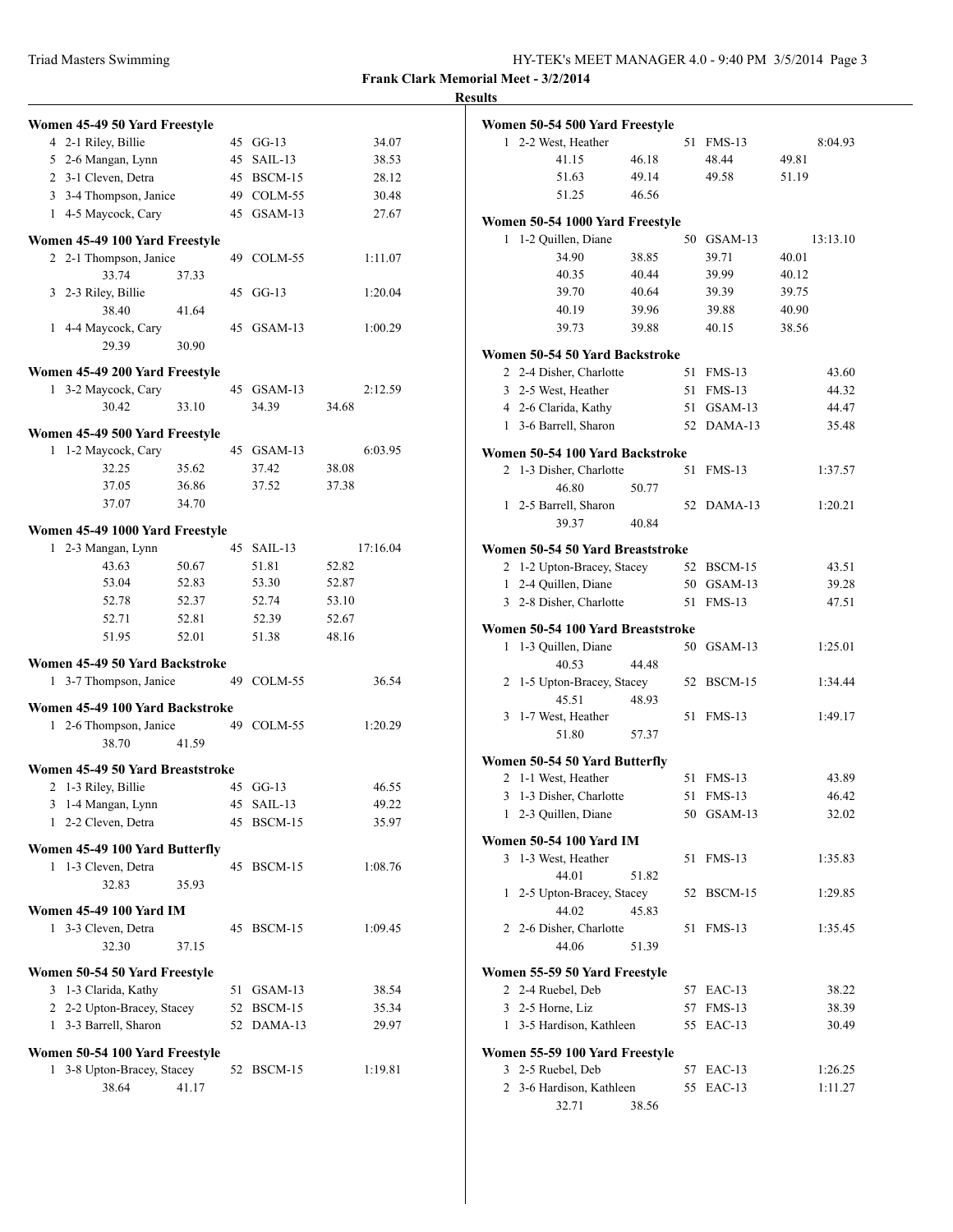**Frank Clark Memorial Meet - 3/2/2014**

**Results**

**Women 45-49 50 Yard Freestyle**

| | | | | |
|---|---|---|---|---|
| 4 | 2-1 Riley, Billie | 45 | GG-13 | 34.07 |
| 5 | 2-6 Mangan, Lynn | 45 | SAIL-13 | 38.53 |
| 2 | 3-1 Cleven, Detra | 45 | BSCM-15 | 28.12 |
| 3 | 3-4 Thompson, Janice | 49 | COLM-55 | 30.48 |
| 1 | 4-5 Maycock, Cary | 45 | GSAM-13 | 27.67 |

**Women 45-49 100 Yard Freestyle**

| | | | | |
|---|---|---|---|---|
| 2 | 2-1 Thompson, Janice | 49 | COLM-55 | 1:11.07 |
| | 33.74 37.33 | | | |
| 3 | 2-3 Riley, Billie | 45 | GG-13 | 1:20.04 |
| | 38.40 41.64 | | | |
| 1 | 4-4 Maycock, Cary | 45 | GSAM-13 | 1:00.29 |
| | 29.39 30.90 | | | |

**Women 45-49 200 Yard Freestyle**

| | | | | |
|---|---|---|---|---|
| 1 | 3-2 Maycock, Cary | 45 | GSAM-13 | 2:12.59 |
| | 30.42 33.10 34.39 34.68 | | | |

**Women 45-49 500 Yard Freestyle**

| | | | | |
|---|---|---|---|---|
| 1 | 1-2 Maycock, Cary | 45 | GSAM-13 | 6:03.95 |
| | 32.25 35.62 37.42 38.08 | | | |
| | 37.05 36.86 37.52 37.38 | | | |
| | 37.07 34.70 | | | |

**Women 45-49 1000 Yard Freestyle**

| | | | | |
|---|---|---|---|---|
| 1 | 2-3 Mangan, Lynn | 45 | SAIL-13 | 17:16.04 |
| | 43.63 50.67 51.81 52.82 | | | |
| | 53.04 52.83 53.30 52.87 | | | |
| | 52.78 52.37 52.74 53.10 | | | |
| | 52.71 52.81 52.39 52.67 | | | |
| | 51.95 52.01 51.38 48.16 | | | |

**Women 45-49 50 Yard Backstroke**

| | | | | |
|---|---|---|---|---|
| 1 | 3-7 Thompson, Janice | 49 | COLM-55 | 36.54 |

**Women 45-49 100 Yard Backstroke**

| | | | | |
|---|---|---|---|---|
| 1 | 2-6 Thompson, Janice | 49 | COLM-55 | 1:20.29 |
| | 38.70 41.59 | | | |

**Women 45-49 50 Yard Breaststroke**

| | | | | |
|---|---|---|---|---|
| 2 | 1-3 Riley, Billie | 45 | GG-13 | 46.55 |
| 3 | 1-4 Mangan, Lynn | 45 | SAIL-13 | 49.22 |
| 1 | 2-2 Cleven, Detra | 45 | BSCM-15 | 35.97 |

**Women 45-49 100 Yard Butterfly**

| | | | | |
|---|---|---|---|---|
| 1 | 1-3 Cleven, Detra | 45 | BSCM-15 | 1:08.76 |
| | 32.83 35.93 | | | |

**Women 45-49 100 Yard IM**

| | | | | |
|---|---|---|---|---|
| 1 | 3-3 Cleven, Detra | 45 | BSCM-15 | 1:09.45 |
| | 32.30 37.15 | | | |

**Women 50-54 50 Yard Freestyle**

| | | | | |
|---|---|---|---|---|
| 3 | 1-3 Clarida, Kathy | 51 | GSAM-13 | 38.54 |
| 2 | 2-2 Upton-Bracey, Stacey | 52 | BSCM-15 | 35.34 |
| 1 | 3-3 Barrell, Sharon | 52 | DAMA-13 | 29.97 |

**Women 50-54 100 Yard Freestyle**

| | | | | |
|---|---|---|---|---|
| 1 | 3-8 Upton-Bracey, Stacey | 52 | BSCM-15 | 1:19.81 |
| | 38.64 41.17 | | | |

**Women 50-54 500 Yard Freestyle**

| | | | | |
|---|---|---|---|---|
| 1 | 2-2 West, Heather | 51 | FMS-13 | 8:04.93 |
| | 41.15 46.18 48.44 49.81 | | | |
| | 51.63 49.14 49.58 51.19 | | | |
| | 51.25 46.56 | | | |

**Women 50-54 1000 Yard Freestyle**

| | | | | |
|---|---|---|---|---|
| 1 | 1-2 Quillen, Diane | 50 | GSAM-13 | 13:13.10 |
| | 34.90 38.85 39.71 40.01 | | | |
| | 40.35 40.44 39.99 40.12 | | | |
| | 39.70 40.64 39.39 39.75 | | | |
| | 40.19 39.96 39.88 40.90 | | | |
| | 39.73 39.88 40.15 38.56 | | | |

**Women 50-54 50 Yard Backstroke**

| | | | | |
|---|---|---|---|---|
| 2 | 2-4 Disher, Charlotte | 51 | FMS-13 | 43.60 |
| 3 | 2-5 West, Heather | 51 | FMS-13 | 44.32 |
| 4 | 2-6 Clarida, Kathy | 51 | GSAM-13 | 44.47 |
| 1 | 3-6 Barrell, Sharon | 52 | DAMA-13 | 35.48 |

**Women 50-54 100 Yard Backstroke**

| | | | | |
|---|---|---|---|---|
| 2 | 1-3 Disher, Charlotte | 51 | FMS-13 | 1:37.57 |
| | 46.80 50.77 | | | |
| 1 | 2-5 Barrell, Sharon | 52 | DAMA-13 | 1:20.21 |
| | 39.37 40.84 | | | |

**Women 50-54 50 Yard Breaststroke**

| | | | | |
|---|---|---|---|---|
| 2 | 1-2 Upton-Bracey, Stacey | 52 | BSCM-15 | 43.51 |
| 1 | 2-4 Quillen, Diane | 50 | GSAM-13 | 39.28 |
| 3 | 2-8 Disher, Charlotte | 51 | FMS-13 | 47.51 |

**Women 50-54 100 Yard Breaststroke**

| | | | | |
|---|---|---|---|---|
| 1 | 1-3 Quillen, Diane | 50 | GSAM-13 | 1:25.01 |
| | 40.53 44.48 | | | |
| 2 | 1-5 Upton-Bracey, Stacey | 52 | BSCM-15 | 1:34.44 |
| | 45.51 48.93 | | | |
| 3 | 1-7 West, Heather | 51 | FMS-13 | 1:49.17 |
| | 51.80 57.37 | | | |

**Women 50-54 50 Yard Butterfly**

| | | | | |
|---|---|---|---|---|
| 2 | 1-1 West, Heather | 51 | FMS-13 | 43.89 |
| 3 | 1-3 Disher, Charlotte | 51 | FMS-13 | 46.42 |
| 1 | 2-3 Quillen, Diane | 50 | GSAM-13 | 32.02 |

**Women 50-54 100 Yard IM**

| | | | | |
|---|---|---|---|---|
| 3 | 1-3 West, Heather | 51 | FMS-13 | 1:35.83 |
| | 44.01 51.82 | | | |
| 1 | 2-5 Upton-Bracey, Stacey | 52 | BSCM-15 | 1:29.85 |
| | 44.02 45.83 | | | |
| 2 | 2-6 Disher, Charlotte | 51 | FMS-13 | 1:35.45 |
| | 44.06 51.39 | | | |

**Women 55-59 50 Yard Freestyle**

| | | | | |
|---|---|---|---|---|
| 2 | 2-4 Ruebel, Deb | 57 | EAC-13 | 38.22 |
| 3 | 2-5 Horne, Liz | 57 | FMS-13 | 38.39 |
| 1 | 3-5 Hardison, Kathleen | 55 | EAC-13 | 30.49 |

**Women 55-59 100 Yard Freestyle**

| | | | | |
|---|---|---|---|---|
| 3 | 2-5 Ruebel, Deb | 57 | EAC-13 | 1:26.25 |
| 2 | 3-6 Hardison, Kathleen | 55 | EAC-13 | 1:11.27 |
| | 32.71 38.56 | | | |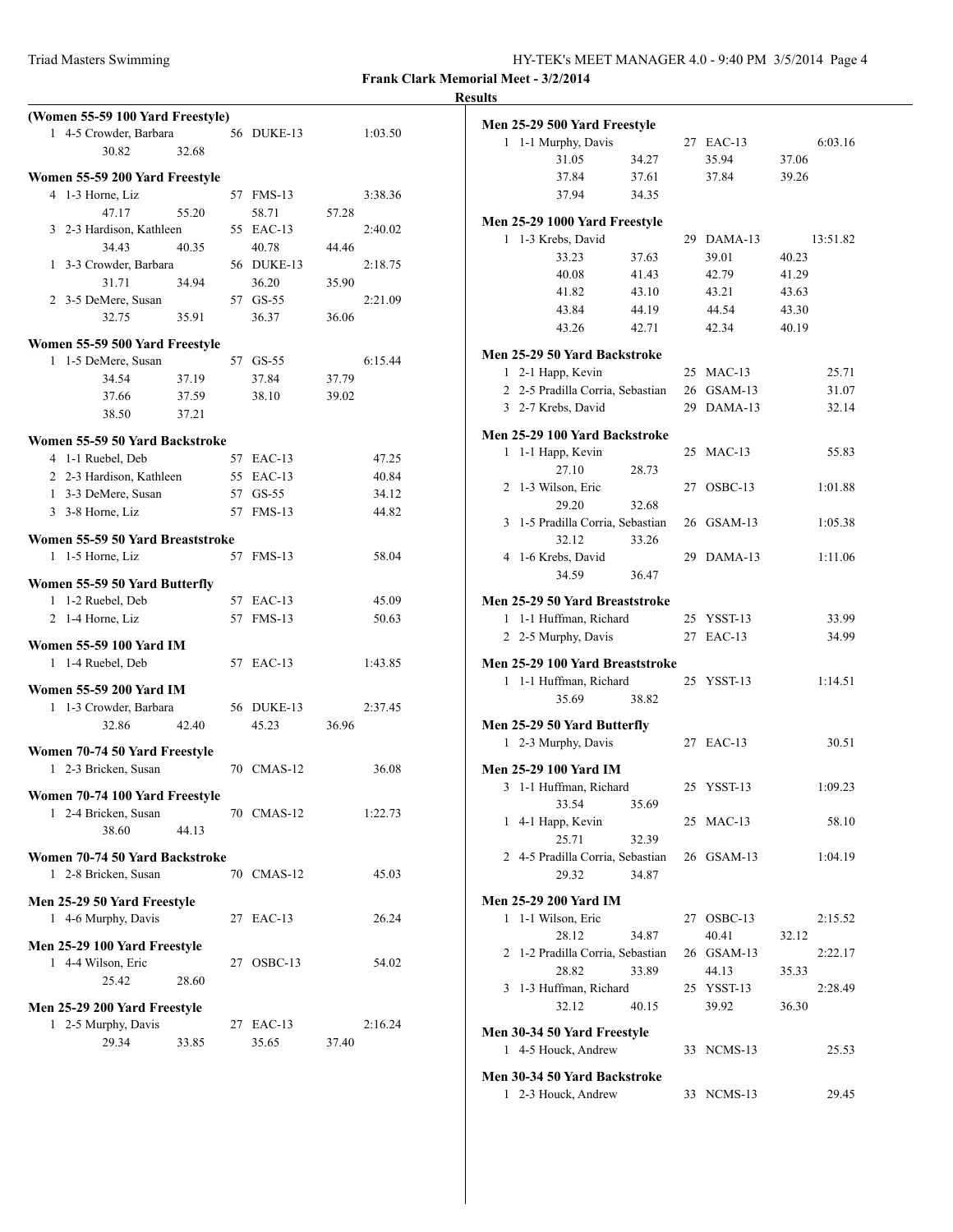**Frank Clark Memorial Meet - 3/2/2014**

**Results**

**(Women 55-59 100 Yard Freestyle)**

```
  1  4-5 Crowder, Barbara          56  DUKE-13          1:03.50
          30.82      32.68
```

**Women 55-59 200 Yard Freestyle**

```
  4  1-3 Horne, Liz                57  FMS-13           3:38.36
          47.17      55.20         58.71      57.28
  3  2-3 Hardison, Kathleen        55  EAC-13           2:40.02
          34.43      40.35         40.78      44.46
  1  3-3 Crowder, Barbara          56  DUKE-13          2:18.75
          31.71      34.94         36.20      35.90
  2  3-5 DeMere, Susan             57  GS-55            2:21.09
          32.75      35.91         36.37      36.06
```

**Women 55-59 500 Yard Freestyle**

```
  1  1-5 DeMere, Susan             57  GS-55            6:15.44
          34.54      37.19         37.84      37.79
          37.66      37.59         38.10      39.02
          38.50      37.21
```

**Women 55-59 50 Yard Backstroke**

```
  4  1-1 Ruebel, Deb               57  EAC-13             47.25
  2  2-3 Hardison, Kathleen        55  EAC-13             40.84
  1  3-3 DeMere, Susan             57  GS-55              34.12
  3  3-8 Horne, Liz                57  FMS-13             44.82
```

**Women 55-59 50 Yard Breaststroke**

```
  1  1-5 Horne, Liz                57  FMS-13             58.04
```

**Women 55-59 50 Yard Butterfly**

```
  1  1-2 Ruebel, Deb               57  EAC-13             45.09
  2  1-4 Horne, Liz                57  FMS-13             50.63
```

**Women 55-59 100 Yard IM**

```
  1  1-4 Ruebel, Deb               57  EAC-13           1:43.85
```

**Women 55-59 200 Yard IM**

```
  1  1-3 Crowder, Barbara          56  DUKE-13          2:37.45
          32.86      42.40         45.23      36.96
```

**Women 70-74 50 Yard Freestyle**

```
  1  2-3 Bricken, Susan            70  CMAS-12            36.08
```

**Women 70-74 100 Yard Freestyle**

```
  1  2-4 Bricken, Susan            70  CMAS-12          1:22.73
          38.60      44.13
```

**Women 70-74 50 Yard Backstroke**

```
  1  2-8 Bricken, Susan            70  CMAS-12            45.03
```

**Men 25-29 50 Yard Freestyle**

```
  1  4-6 Murphy, Davis             27  EAC-13             26.24
```

**Men 25-29 100 Yard Freestyle**

```
  1  4-4 Wilson, Eric              27  OSBC-13            54.02
          25.42      28.60
```

**Men 25-29 200 Yard Freestyle**

```
  1  2-5 Murphy, Davis             27  EAC-13           2:16.24
          29.34      33.85         35.65      37.40
```

**Men 25-29 500 Yard Freestyle**

```
  1  1-1 Murphy, Davis             27  EAC-13           6:03.16
          31.05      34.27         35.94      37.06
          37.84      37.61         37.84      39.26
          37.94      34.35
```

**Men 25-29 1000 Yard Freestyle**

```
  1  1-3 Krebs, David              29  DAMA-13         13:51.82
          33.23      37.63         39.01      40.23
          40.08      41.43         42.79      41.29
          41.82      43.10         43.21      43.63
          43.84      44.19         44.54      43.30
          43.26      42.71         42.34      40.19
```

**Men 25-29 50 Yard Backstroke**

```
  1  2-1 Happ, Kevin                       25  MAC-13     25.71
  2  2-5 Pradilla Corria, Sebastian        26  GSAM-13    31.07
  3  2-7 Krebs, David                      29  DAMA-13    32.14
```

**Men 25-29 100 Yard Backstroke**

```
  1  1-1 Happ, Kevin                       25  MAC-13     55.83
          27.10      28.73
  2  1-3 Wilson, Eric                      27  OSBC-13  1:01.88
          29.20      32.68
  3  1-5 Pradilla Corria, Sebastian        26  GSAM-13  1:05.38
          32.12      33.26
  4  1-6 Krebs, David                      29  DAMA-13  1:11.06
          34.59      36.47
```

**Men 25-29 50 Yard Breaststroke**

```
  1  1-1 Huffman, Richard          25  YSST-13            33.99
  2  2-5 Murphy, Davis             27  EAC-13             34.99
```

**Men 25-29 100 Yard Breaststroke**

```
  1  1-1 Huffman, Richard          25  YSST-13          1:14.51
          35.69      38.82
```

**Men 25-29 50 Yard Butterfly**

```
  1  2-3 Murphy, Davis             27  EAC-13             30.51
```

**Men 25-29 100 Yard IM**

```
  3  1-1 Huffman, Richard                  25  YSST-13  1:09.23
          33.54      35.69
  1  4-1 Happ, Kevin                       25  MAC-13     58.10
          25.71      32.39
  2  4-5 Pradilla Corria, Sebastian        26  GSAM-13  1:04.19
          29.32      34.87
```

**Men 25-29 200 Yard IM**

```
  1  1-1 Wilson, Eric                      27  OSBC-13  2:15.52
          28.12      34.87         40.41      32.12
  2  1-2 Pradilla Corria, Sebastian        26  GSAM-13  2:22.17
          28.82      33.89         44.13      35.33
  3  1-3 Huffman, Richard                  25  YSST-13  2:28.49
          32.12      40.15         39.92      36.30
```

**Men 30-34 50 Yard Freestyle**

```
  1  4-5 Houck, Andrew             33  NCMS-13            25.53
```

**Men 30-34 50 Yard Backstroke**

```
  1  2-3 Houck, Andrew             33  NCMS-13            29.45
```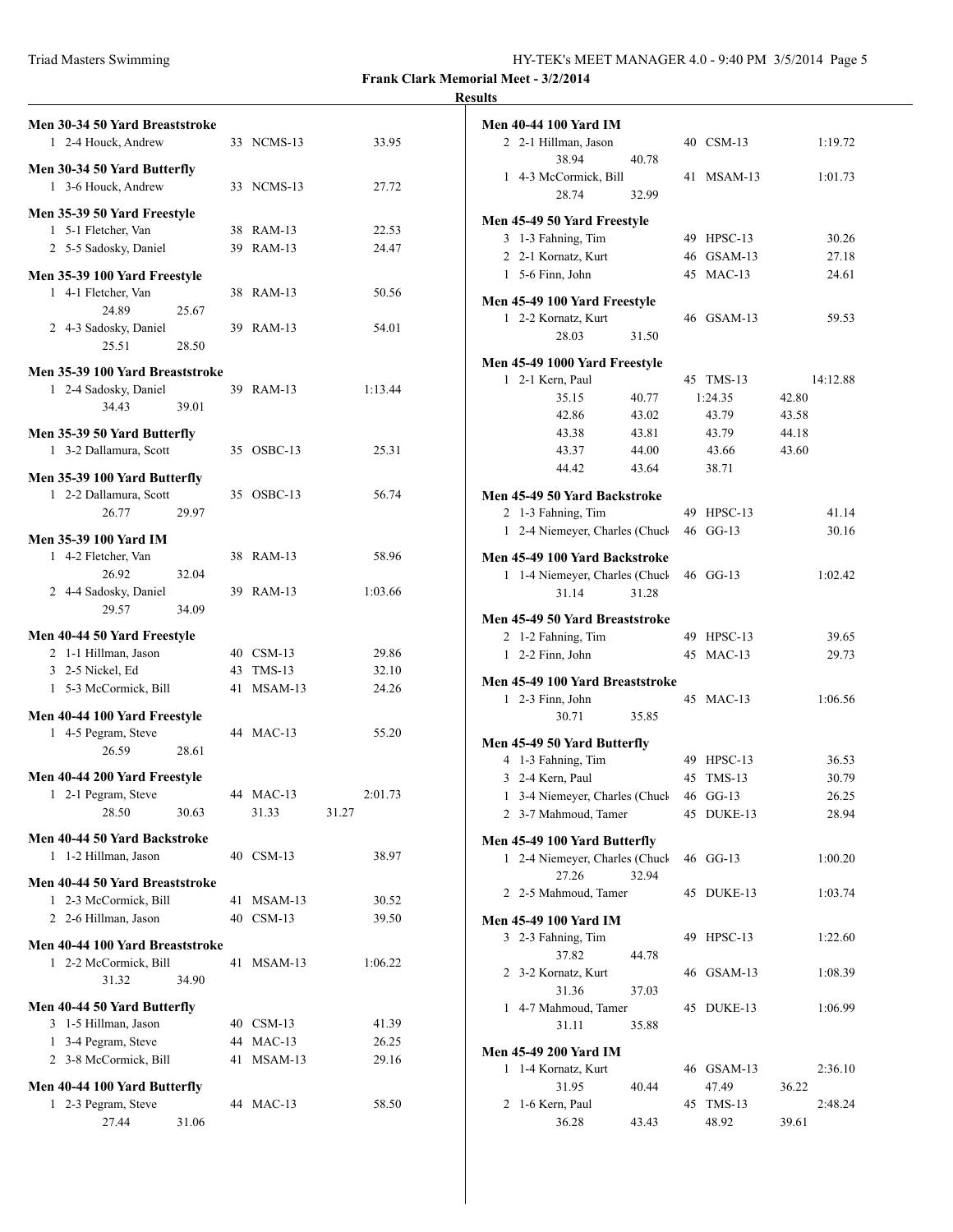**Frank Clark Memorial Meet - 3/2/2014**

**Results**

**Men 30-34 50 Yard Breaststroke**

1 2-4 Houck, Andrew 33 NCMS-13 33.95

**Men 30-34 50 Yard Butterfly**

1 3-6 Houck, Andrew 33 NCMS-13 27.72

**Men 35-39 50 Yard Freestyle**

1 5-1 Fletcher, Van 38 RAM-13 22.53
2 5-5 Sadosky, Daniel 39 RAM-13 24.47

**Men 35-39 100 Yard Freestyle**

1 4-1 Fletcher, Van 38 RAM-13 50.56
24.89 25.67
2 4-3 Sadosky, Daniel 39 RAM-13 54.01
25.51 28.50

**Men 35-39 100 Yard Breaststroke**

1 2-4 Sadosky, Daniel 39 RAM-13 1:13.44
34.43 39.01

**Men 35-39 50 Yard Butterfly**

1 3-2 Dallamura, Scott 35 OSBC-13 25.31

**Men 35-39 100 Yard Butterfly**

1 2-2 Dallamura, Scott 35 OSBC-13 56.74
26.77 29.97

**Men 35-39 100 Yard IM**

1 4-2 Fletcher, Van 38 RAM-13 58.96
26.92 32.04
2 4-4 Sadosky, Daniel 39 RAM-13 1:03.66
29.57 34.09

**Men 40-44 50 Yard Freestyle**

2 1-1 Hillman, Jason 40 CSM-13 29.86
3 2-5 Nickel, Ed 43 TMS-13 32.10
1 5-3 McCormick, Bill 41 MSAM-13 24.26

**Men 40-44 100 Yard Freestyle**

1 4-5 Pegram, Steve 44 MAC-13 55.20
26.59 28.61

**Men 40-44 200 Yard Freestyle**

1 2-1 Pegram, Steve 44 MAC-13 2:01.73
28.50 30.63 31.33 31.27

**Men 40-44 50 Yard Backstroke**

1 1-2 Hillman, Jason 40 CSM-13 38.97

**Men 40-44 50 Yard Breaststroke**

1 2-3 McCormick, Bill 41 MSAM-13 30.52
2 2-6 Hillman, Jason 40 CSM-13 39.50

**Men 40-44 100 Yard Breaststroke**

1 2-2 McCormick, Bill 41 MSAM-13 1:06.22
31.32 34.90

**Men 40-44 50 Yard Butterfly**

3 1-5 Hillman, Jason 40 CSM-13 41.39
1 3-4 Pegram, Steve 44 MAC-13 26.25
2 3-8 McCormick, Bill 41 MSAM-13 29.16

**Men 40-44 100 Yard Butterfly**

1 2-3 Pegram, Steve 44 MAC-13 58.50
27.44 31.06

**Men 40-44 100 Yard IM**

2 2-1 Hillman, Jason 40 CSM-13 1:19.72
38.94 40.78
1 4-3 McCormick, Bill 41 MSAM-13 1:01.73
28.74 32.99

**Men 45-49 50 Yard Freestyle**

3 1-3 Fahning, Tim 49 HPSC-13 30.26
2 2-1 Kornatz, Kurt 46 GSAM-13 27.18
1 5-6 Finn, John 45 MAC-13 24.61

**Men 45-49 100 Yard Freestyle**

1 2-2 Kornatz, Kurt 46 GSAM-13 59.53
28.03 31.50

**Men 45-49 1000 Yard Freestyle**

1 2-1 Kern, Paul 45 TMS-13 14:12.88
35.15 40.77 1:24.35 42.80
42.86 43.02 43.79 43.58
43.38 43.81 43.79 44.18
43.37 44.00 43.66 43.60
44.42 43.64 38.71

**Men 45-49 50 Yard Backstroke**

2 1-3 Fahning, Tim 49 HPSC-13 41.14
1 2-4 Niemeyer, Charles (Chuck 46 GG-13 30.16

**Men 45-49 100 Yard Backstroke**

1 1-4 Niemeyer, Charles (Chuck 46 GG-13 1:02.42
31.14 31.28

**Men 45-49 50 Yard Breaststroke**

2 1-2 Fahning, Tim 49 HPSC-13 39.65
1 2-2 Finn, John 45 MAC-13 29.73

**Men 45-49 100 Yard Breaststroke**

1 2-3 Finn, John 45 MAC-13 1:06.56
30.71 35.85

**Men 45-49 50 Yard Butterfly**

4 1-3 Fahning, Tim 49 HPSC-13 36.53
3 2-4 Kern, Paul 45 TMS-13 30.79
1 3-4 Niemeyer, Charles (Chuck 46 GG-13 26.25
2 3-7 Mahmoud, Tamer 45 DUKE-13 28.94

**Men 45-49 100 Yard Butterfly**

1 2-4 Niemeyer, Charles (Chuck 46 GG-13 1:00.20
27.26 32.94
2 2-5 Mahmoud, Tamer 45 DUKE-13 1:03.74

**Men 45-49 100 Yard IM**

3 2-3 Fahning, Tim 49 HPSC-13 1:22.60
37.82 44.78
2 3-2 Kornatz, Kurt 46 GSAM-13 1:08.39
31.36 37.03
1 4-7 Mahmoud, Tamer 45 DUKE-13 1:06.99
31.11 35.88

**Men 45-49 200 Yard IM**

1 1-4 Kornatz, Kurt 46 GSAM-13 2:36.10
31.95 40.44 47.49 36.22
2 1-6 Kern, Paul 45 TMS-13 2:48.24
36.28 43.43 48.92 39.61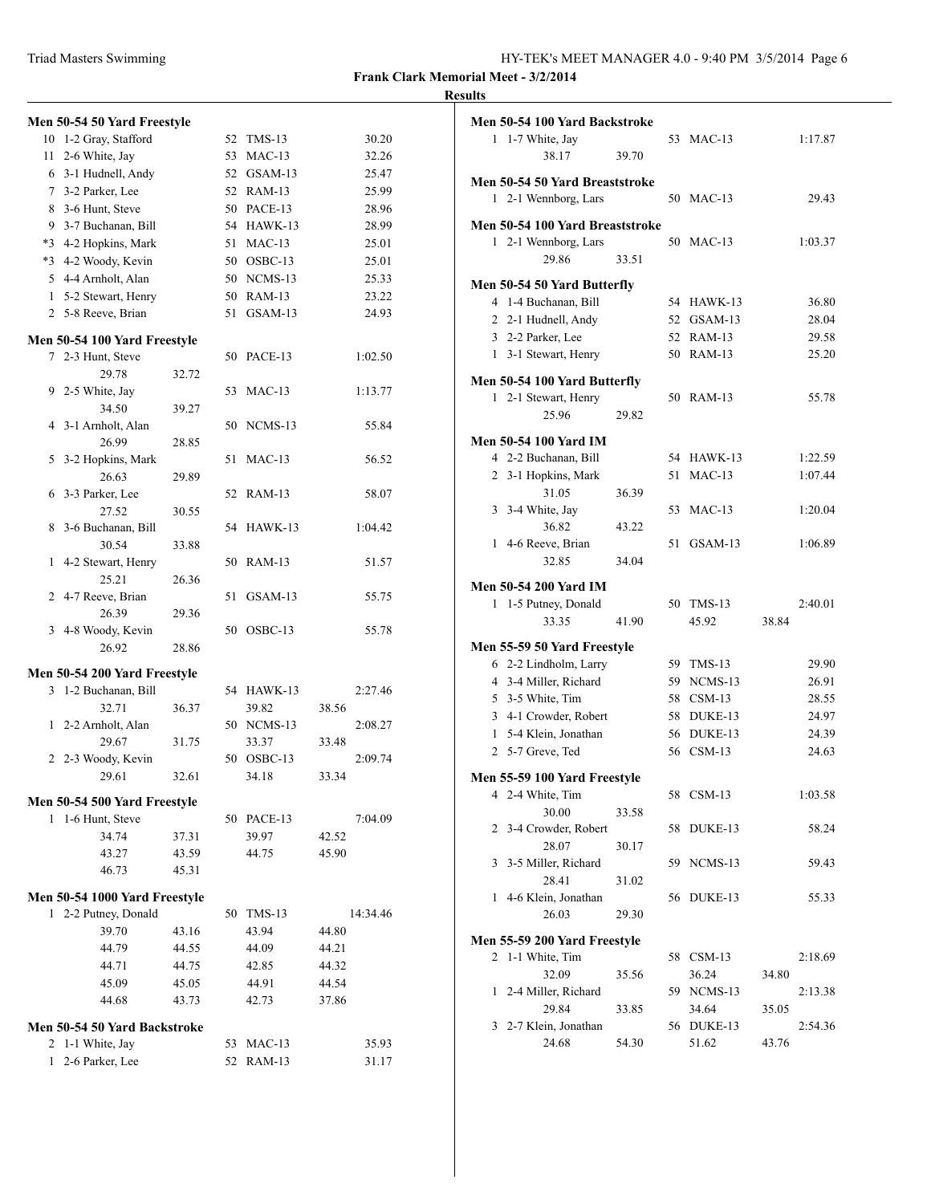**Frank Clark Memorial Meet - 3/2/2014**

**Results**

### Men 50-54 50 Yard Freestyle

| Place | Heat-Lane Name | Age | Team | Time |
|---|---|---|---|---|
| 10 | 1-2 Gray, Stafford | 52 | TMS-13 | 30.20 |
| 11 | 2-6 White, Jay | 53 | MAC-13 | 32.26 |
| 6 | 3-1 Hudnell, Andy | 52 | GSAM-13 | 25.47 |
| 7 | 3-2 Parker, Lee | 52 | RAM-13 | 25.99 |
| 8 | 3-6 Hunt, Steve | 50 | PACE-13 | 28.96 |
| 9 | 3-7 Buchanan, Bill | 54 | HAWK-13 | 28.99 |
| *3 | 4-2 Hopkins, Mark | 51 | MAC-13 | 25.01 |
| *3 | 4-2 Woody, Kevin | 50 | OSBC-13 | 25.01 |
| 5 | 4-4 Arnholt, Alan | 50 | NCMS-13 | 25.33 |
| 1 | 5-2 Stewart, Henry | 50 | RAM-13 | 23.22 |
| 2 | 5-8 Reeve, Brian | 51 | GSAM-13 | 24.93 |

### Men 50-54 100 Yard Freestyle

| Place | Heat-Lane Name | Age | Team | Time |
|---|---|---|---|---|
| 7 | 2-3 Hunt, Steve | 50 | PACE-13 | 1:02.50 |
| | 29.78 32.72 | | | |
| 9 | 2-5 White, Jay | 53 | MAC-13 | 1:13.77 |
| | 34.50 39.27 | | | |
| 4 | 3-1 Arnholt, Alan | 50 | NCMS-13 | 55.84 |
| | 26.99 28.85 | | | |
| 5 | 3-2 Hopkins, Mark | 51 | MAC-13 | 56.52 |
| | 26.63 29.89 | | | |
| 6 | 3-3 Parker, Lee | 52 | RAM-13 | 58.07 |
| | 27.52 30.55 | | | |
| 8 | 3-6 Buchanan, Bill | 54 | HAWK-13 | 1:04.42 |
| | 30.54 33.88 | | | |
| 1 | 4-2 Stewart, Henry | 50 | RAM-13 | 51.57 |
| | 25.21 26.36 | | | |
| 2 | 4-7 Reeve, Brian | 51 | GSAM-13 | 55.75 |
| | 26.39 29.36 | | | |
| 3 | 4-8 Woody, Kevin | 50 | OSBC-13 | 55.78 |
| | 26.92 28.86 | | | |

### Men 50-54 200 Yard Freestyle

| Place | Heat-Lane Name | Age | Team | Time |
|---|---|---|---|---|
| 3 | 1-2 Buchanan, Bill | 54 | HAWK-13 | 2:27.46 |
| | 32.71 36.37 39.82 38.56 | | | |
| 1 | 2-2 Arnholt, Alan | 50 | NCMS-13 | 2:08.27 |
| | 29.67 31.75 33.37 33.48 | | | |
| 2 | 2-3 Woody, Kevin | 50 | OSBC-13 | 2:09.74 |
| | 29.61 32.61 34.18 33.34 | | | |

### Men 50-54 500 Yard Freestyle

| Place | Heat-Lane Name | Age | Team | Time |
|---|---|---|---|---|
| 1 | 1-6 Hunt, Steve | 50 | PACE-13 | 7:04.09 |
| | 34.74 37.31 39.97 42.52 | | | |
| | 43.27 43.59 44.75 45.90 | | | |
| | 46.73 45.31 | | | |

### Men 50-54 1000 Yard Freestyle

| Place | Heat-Lane Name | Age | Team | Time |
|---|---|---|---|---|
| 1 | 2-2 Putney, Donald | 50 | TMS-13 | 14:34.46 |
| | 39.70 43.16 43.94 44.80 | | | |
| | 44.79 44.55 44.09 44.21 | | | |
| | 44.71 44.75 42.85 44.32 | | | |
| | 45.09 45.05 44.91 44.54 | | | |
| | 44.68 43.73 42.73 37.86 | | | |

### Men 50-54 50 Yard Backstroke

| Place | Heat-Lane Name | Age | Team | Time |
|---|---|---|---|---|
| 2 | 1-1 White, Jay | 53 | MAC-13 | 35.93 |
| 1 | 2-6 Parker, Lee | 52 | RAM-13 | 31.17 |

### Men 50-54 100 Yard Backstroke

| Place | Heat-Lane Name | Age | Team | Time |
|---|---|---|---|---|
| 1 | 1-7 White, Jay | 53 | MAC-13 | 1:17.87 |
| | 38.17 39.70 | | | |

### Men 50-54 50 Yard Breaststroke

| Place | Heat-Lane Name | Age | Team | Time |
|---|---|---|---|---|
| 1 | 2-1 Wennborg, Lars | 50 | MAC-13 | 29.43 |

### Men 50-54 100 Yard Breaststroke

| Place | Heat-Lane Name | Age | Team | Time |
|---|---|---|---|---|
| 1 | 2-1 Wennborg, Lars | 50 | MAC-13 | 1:03.37 |
| | 29.86 33.51 | | | |

### Men 50-54 50 Yard Butterfly

| Place | Heat-Lane Name | Age | Team | Time |
|---|---|---|---|---|
| 4 | 1-4 Buchanan, Bill | 54 | HAWK-13 | 36.80 |
| 2 | 2-1 Hudnell, Andy | 52 | GSAM-13 | 28.04 |
| 3 | 2-2 Parker, Lee | 52 | RAM-13 | 29.58 |
| 1 | 3-1 Stewart, Henry | 50 | RAM-13 | 25.20 |

### Men 50-54 100 Yard Butterfly

| Place | Heat-Lane Name | Age | Team | Time |
|---|---|---|---|---|
| 1 | 2-1 Stewart, Henry | 50 | RAM-13 | 55.78 |
| | 25.96 29.82 | | | |

### Men 50-54 100 Yard IM

| Place | Heat-Lane Name | Age | Team | Time |
|---|---|---|---|---|
| 4 | 2-2 Buchanan, Bill | 54 | HAWK-13 | 1:22.59 |
| 2 | 3-1 Hopkins, Mark | 51 | MAC-13 | 1:07.44 |
| | 31.05 36.39 | | | |
| 3 | 3-4 White, Jay | 53 | MAC-13 | 1:20.04 |
| | 36.82 43.22 | | | |
| 1 | 4-6 Reeve, Brian | 51 | GSAM-13 | 1:06.89 |
| | 32.85 34.04 | | | |

### Men 50-54 200 Yard IM

| Place | Heat-Lane Name | Age | Team | Time |
|---|---|---|---|---|
| 1 | 1-5 Putney, Donald | 50 | TMS-13 | 2:40.01 |
| | 33.35 41.90 45.92 38.84 | | | |

### Men 55-59 50 Yard Freestyle

| Place | Heat-Lane Name | Age | Team | Time |
|---|---|---|---|---|
| 6 | 2-2 Lindholm, Larry | 59 | TMS-13 | 29.90 |
| 4 | 3-4 Miller, Richard | 59 | NCMS-13 | 26.91 |
| 5 | 3-5 White, Tim | 58 | CSM-13 | 28.55 |
| 3 | 4-1 Crowder, Robert | 58 | DUKE-13 | 24.97 |
| 1 | 5-4 Klein, Jonathan | 56 | DUKE-13 | 24.39 |
| 2 | 5-7 Greve, Ted | 56 | CSM-13 | 24.63 |

### Men 55-59 100 Yard Freestyle

| Place | Heat-Lane Name | Age | Team | Time |
|---|---|---|---|---|
| 4 | 2-4 White, Tim | 58 | CSM-13 | 1:03.58 |
| | 30.00 33.58 | | | |
| 2 | 3-4 Crowder, Robert | 58 | DUKE-13 | 58.24 |
| | 28.07 30.17 | | | |
| 3 | 3-5 Miller, Richard | 59 | NCMS-13 | 59.43 |
| | 28.41 31.02 | | | |
| 1 | 4-6 Klein, Jonathan | 56 | DUKE-13 | 55.33 |
| | 26.03 29.30 | | | |

### Men 55-59 200 Yard Freestyle

| Place | Heat-Lane Name | Age | Team | Time |
|---|---|---|---|---|
| 2 | 1-1 White, Tim | 58 | CSM-13 | 2:18.69 |
| | 32.09 35.56 36.24 34.80 | | | |
| 1 | 2-4 Miller, Richard | 59 | NCMS-13 | 2:13.38 |
| | 29.84 33.85 34.64 35.05 | | | |
| 3 | 2-7 Klein, Jonathan | 56 | DUKE-13 | 2:54.36 |
| | 24.68 54.30 51.62 43.76 | | | |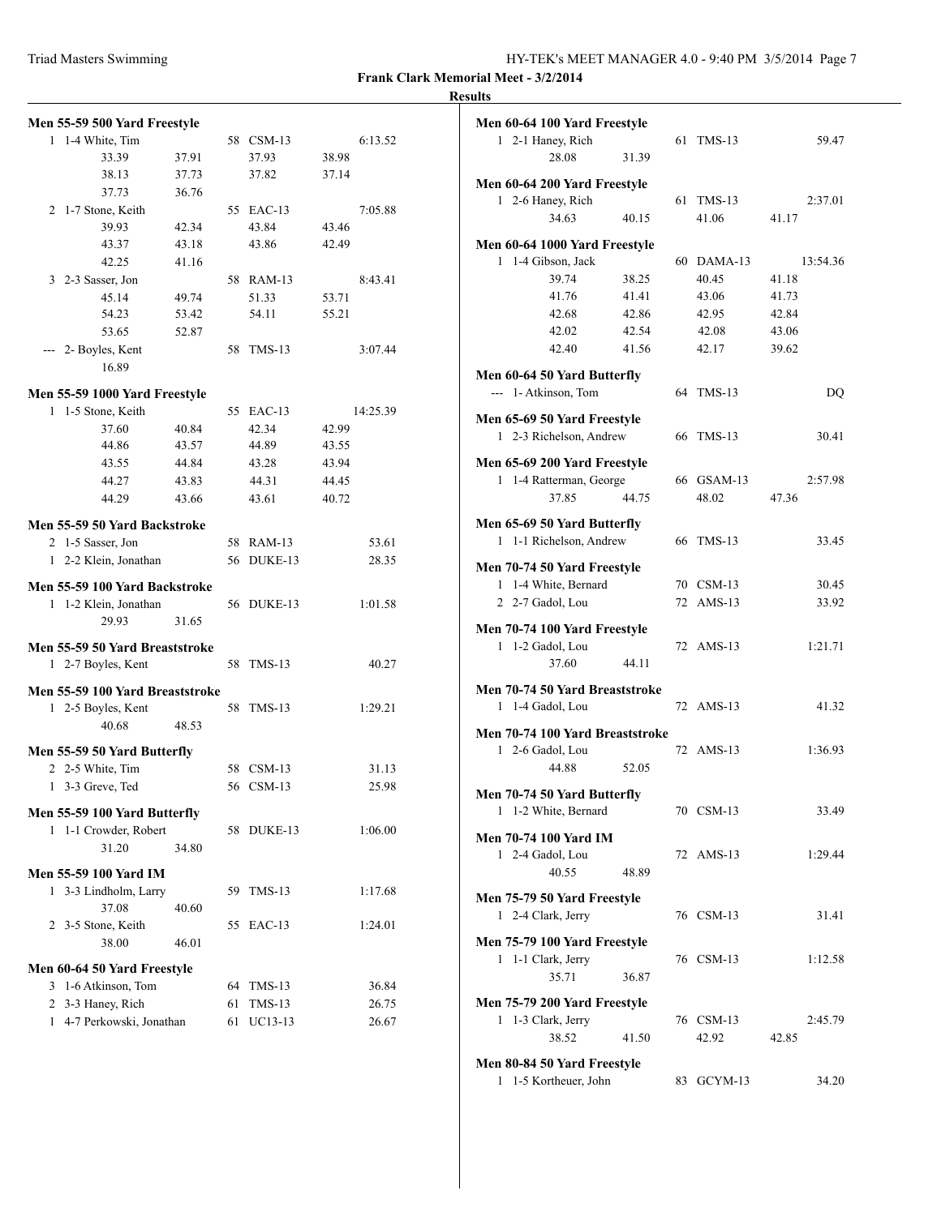**Frank Clark Memorial Meet - 3/2/2014**

**Results**

**Men 55-59 500 Yard Freestyle**

| Place | Name | Age | Team | Time |
|---|---|---|---|---|
| 1 | 1-4 White, Tim | 58 | CSM-13 | 6:13.52 |
| | 33.39 37.91 37.93 38.98 | | | |
| | 38.13 37.73 37.82 37.14 | | | |
| | 37.73 36.76 | | | |
| 2 | 1-7 Stone, Keith | 55 | EAC-13 | 7:05.88 |
| | 39.93 42.34 43.84 43.46 | | | |
| | 43.37 43.18 43.86 42.49 | | | |
| | 42.25 41.16 | | | |
| 3 | 2-3 Sasser, Jon | 58 | RAM-13 | 8:43.41 |
| | 45.14 49.74 51.33 53.71 | | | |
| | 54.23 53.42 54.11 55.21 | | | |
| | 53.65 52.87 | | | |
| --- | 2- Boyles, Kent | 58 | TMS-13 | 3:07.44 |
| | 16.89 | | | |

**Men 55-59 1000 Yard Freestyle**

| Place | Name | Age | Team | Time |
|---|---|---|---|---|
| 1 | 1-5 Stone, Keith | 55 | EAC-13 | 14:25.39 |
| | 37.60 40.84 42.34 42.99 | | | |
| | 44.86 43.57 44.89 43.55 | | | |
| | 43.55 44.84 43.28 43.94 | | | |
| | 44.27 43.83 44.31 44.45 | | | |
| | 44.29 43.66 43.61 40.72 | | | |

**Men 55-59 50 Yard Backstroke**

| Place | Name | Age | Team | Time |
|---|---|---|---|---|
| 2 | 1-5 Sasser, Jon | 58 | RAM-13 | 53.61 |
| 1 | 2-2 Klein, Jonathan | 56 | DUKE-13 | 28.35 |

**Men 55-59 100 Yard Backstroke**

| Place | Name | Age | Team | Time |
|---|---|---|---|---|
| 1 | 1-2 Klein, Jonathan | 56 | DUKE-13 | 1:01.58 |
| | 29.93 31.65 | | | |

**Men 55-59 50 Yard Breaststroke**

| Place | Name | Age | Team | Time |
|---|---|---|---|---|
| 1 | 2-7 Boyles, Kent | 58 | TMS-13 | 40.27 |

**Men 55-59 100 Yard Breaststroke**

| Place | Name | Age | Team | Time |
|---|---|---|---|---|
| 1 | 2-5 Boyles, Kent | 58 | TMS-13 | 1:29.21 |
| | 40.68 48.53 | | | |

**Men 55-59 50 Yard Butterfly**

| Place | Name | Age | Team | Time |
|---|---|---|---|---|
| 2 | 2-5 White, Tim | 58 | CSM-13 | 31.13 |
| 1 | 3-3 Greve, Ted | 56 | CSM-13 | 25.98 |

**Men 55-59 100 Yard Butterfly**

| Place | Name | Age | Team | Time |
|---|---|---|---|---|
| 1 | 1-1 Crowder, Robert | 58 | DUKE-13 | 1:06.00 |
| | 31.20 34.80 | | | |

**Men 55-59 100 Yard IM**

| Place | Name | Age | Team | Time |
|---|---|---|---|---|
| 1 | 3-3 Lindholm, Larry | 59 | TMS-13 | 1:17.68 |
| | 37.08 40.60 | | | |
| 2 | 3-5 Stone, Keith | 55 | EAC-13 | 1:24.01 |
| | 38.00 46.01 | | | |

**Men 60-64 50 Yard Freestyle**

| Place | Name | Age | Team | Time |
|---|---|---|---|---|
| 3 | 1-6 Atkinson, Tom | 64 | TMS-13 | 36.84 |
| 2 | 3-3 Haney, Rich | 61 | TMS-13 | 26.75 |
| 1 | 4-7 Perkowski, Jonathan | 61 | UC13-13 | 26.67 |

**Men 60-64 100 Yard Freestyle**

| Place | Name | Age | Team | Time |
|---|---|---|---|---|
| 1 | 2-1 Haney, Rich | 61 | TMS-13 | 59.47 |
| | 28.08 31.39 | | | |

**Men 60-64 200 Yard Freestyle**

| Place | Name | Age | Team | Time |
|---|---|---|---|---|
| 1 | 2-6 Haney, Rich | 61 | TMS-13 | 2:37.01 |
| | 34.63 40.15 41.06 41.17 | | | |

**Men 60-64 1000 Yard Freestyle**

| Place | Name | Age | Team | Time |
|---|---|---|---|---|
| 1 | 1-4 Gibson, Jack | 60 | DAMA-13 | 13:54.36 |
| | 39.74 38.25 40.45 41.18 | | | |
| | 41.76 41.41 43.06 41.73 | | | |
| | 42.68 42.86 42.95 42.84 | | | |
| | 42.02 42.54 42.08 43.06 | | | |
| | 42.40 41.56 42.17 39.62 | | | |

**Men 60-64 50 Yard Butterfly**

| Place | Name | Age | Team | Time |
|---|---|---|---|---|
| --- | 1- Atkinson, Tom | 64 | TMS-13 | DQ |

**Men 65-69 50 Yard Freestyle**

| Place | Name | Age | Team | Time |
|---|---|---|---|---|
| 1 | 2-3 Richelson, Andrew | 66 | TMS-13 | 30.41 |

**Men 65-69 200 Yard Freestyle**

| Place | Name | Age | Team | Time |
|---|---|---|---|---|
| 1 | 1-4 Ratterman, George | 66 | GSAM-13 | 2:57.98 |
| | 37.85 44.75 48.02 47.36 | | | |

**Men 65-69 50 Yard Butterfly**

| Place | Name | Age | Team | Time |
|---|---|---|---|---|
| 1 | 1-1 Richelson, Andrew | 66 | TMS-13 | 33.45 |

**Men 70-74 50 Yard Freestyle**

| Place | Name | Age | Team | Time |
|---|---|---|---|---|
| 1 | 1-4 White, Bernard | 70 | CSM-13 | 30.45 |
| 2 | 2-7 Gadol, Lou | 72 | AMS-13 | 33.92 |

**Men 70-74 100 Yard Freestyle**

| Place | Name | Age | Team | Time |
|---|---|---|---|---|
| 1 | 1-2 Gadol, Lou | 72 | AMS-13 | 1:21.71 |
| | 37.60 44.11 | | | |

**Men 70-74 50 Yard Breaststroke**

| Place | Name | Age | Team | Time |
|---|---|---|---|---|
| 1 | 1-4 Gadol, Lou | 72 | AMS-13 | 41.32 |

**Men 70-74 100 Yard Breaststroke**

| Place | Name | Age | Team | Time |
|---|---|---|---|---|
| 1 | 2-6 Gadol, Lou | 72 | AMS-13 | 1:36.93 |
| | 44.88 52.05 | | | |

**Men 70-74 50 Yard Butterfly**

| Place | Name | Age | Team | Time |
|---|---|---|---|---|
| 1 | 1-2 White, Bernard | 70 | CSM-13 | 33.49 |

**Men 70-74 100 Yard IM**

| Place | Name | Age | Team | Time |
|---|---|---|---|---|
| 1 | 2-4 Gadol, Lou | 72 | AMS-13 | 1:29.44 |
| | 40.55 48.89 | | | |

**Men 75-79 50 Yard Freestyle**

| Place | Name | Age | Team | Time |
|---|---|---|---|---|
| 1 | 2-4 Clark, Jerry | 76 | CSM-13 | 31.41 |

**Men 75-79 100 Yard Freestyle**

| Place | Name | Age | Team | Time |
|---|---|---|---|---|
| 1 | 1-1 Clark, Jerry | 76 | CSM-13 | 1:12.58 |
| | 35.71 36.87 | | | |

**Men 75-79 200 Yard Freestyle**

| Place | Name | Age | Team | Time |
|---|---|---|---|---|
| 1 | 1-3 Clark, Jerry | 76 | CSM-13 | 2:45.79 |
| | 38.52 41.50 42.92 42.85 | | | |

**Men 80-84 50 Yard Freestyle**

| Place | Name | Age | Team | Time |
|---|---|---|---|---|
| 1 | 1-5 Kortheuer, John | 83 | GCYM-13 | 34.20 |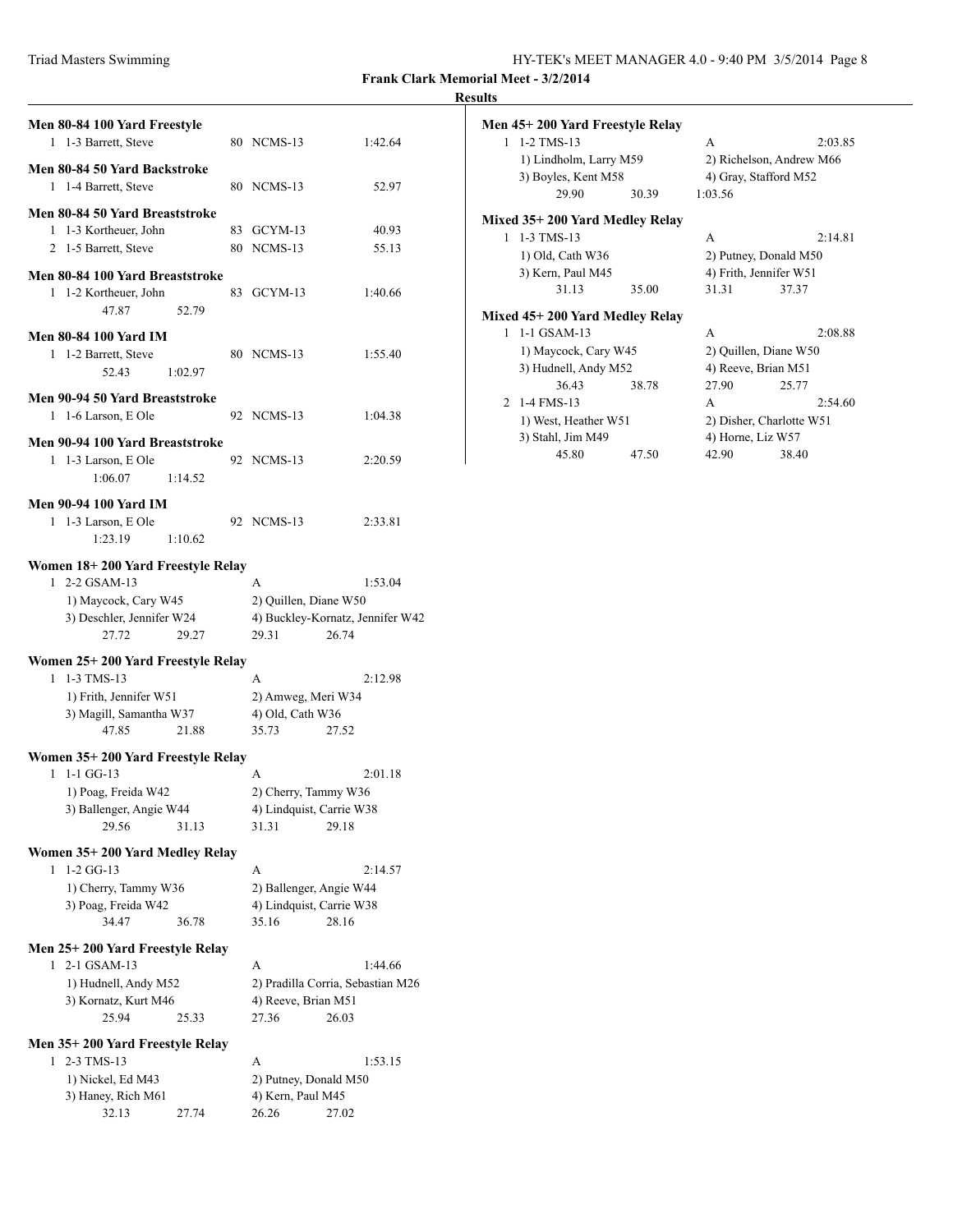**Frank Clark Memorial Meet - 3/2/2014**

**Results**

### Men 80-84 100 Yard Freestyle

1 1-3 Barrett, Steve 80 NCMS-13 1:42.64

### Men 80-84 50 Yard Backstroke

1 1-4 Barrett, Steve 80 NCMS-13 52.97

### Men 80-84 50 Yard Breaststroke

1 1-3 Kortheuer, John 83 GCYM-13 40.93
2 1-5 Barrett, Steve 80 NCMS-13 55.13

### Men 80-84 100 Yard Breaststroke

1 1-2 Kortheuer, John 83 GCYM-13 1:40.66
47.87 52.79

### Men 80-84 100 Yard IM

1 1-2 Barrett, Steve 80 NCMS-13 1:55.40
52.43 1:02.97

### Men 90-94 50 Yard Breaststroke

1 1-6 Larson, E Ole 92 NCMS-13 1:04.38

### Men 90-94 100 Yard Breaststroke

1 1-3 Larson, E Ole 92 NCMS-13 2:20.59
1:06.07 1:14.52

### Men 90-94 100 Yard IM

1 1-3 Larson, E Ole 92 NCMS-13 2:33.81
1:23.19 1:10.62

### Women 18+ 200 Yard Freestyle Relay

1 2-2 GSAM-13 A 1:53.04
1) Maycock, Cary W45 2) Quillen, Diane W50
3) Deschler, Jennifer W24 4) Buckley-Kornatz, Jennifer W42
27.72 29.27 29.31 26.74

### Women 25+ 200 Yard Freestyle Relay

1 1-3 TMS-13 A 2:12.98
1) Frith, Jennifer W51 2) Amweg, Meri W34
3) Magill, Samantha W37 4) Old, Cath W36
47.85 21.88 35.73 27.52

### Women 35+ 200 Yard Freestyle Relay

1 1-1 GG-13 A 2:01.18
1) Poag, Freida W42 2) Cherry, Tammy W36
3) Ballenger, Angie W44 4) Lindquist, Carrie W38
29.56 31.13 31.31 29.18

### Women 35+ 200 Yard Medley Relay

1 1-2 GG-13 A 2:14.57
1) Cherry, Tammy W36 2) Ballenger, Angie W44
3) Poag, Freida W42 4) Lindquist, Carrie W38
34.47 36.78 35.16 28.16

### Men 25+ 200 Yard Freestyle Relay

1 2-1 GSAM-13 A 1:44.66
1) Hudnell, Andy M52 2) Pradilla Corria, Sebastian M26
3) Kornatz, Kurt M46 4) Reeve, Brian M51
25.94 25.33 27.36 26.03

### Men 35+ 200 Yard Freestyle Relay

1 2-3 TMS-13 A 1:53.15
1) Nickel, Ed M43 2) Putney, Donald M50
3) Haney, Rich M61 4) Kern, Paul M45
32.13 27.74 26.26 27.02

### Men 45+ 200 Yard Freestyle Relay

1 1-2 TMS-13 A 2:03.85
1) Lindholm, Larry M59 2) Richelson, Andrew M66
3) Boyles, Kent M58 4) Gray, Stafford M52
29.90 30.39 1:03.56

### Mixed 35+ 200 Yard Medley Relay

1 1-3 TMS-13 A 2:14.81
1) Old, Cath W36 2) Putney, Donald M50
3) Kern, Paul M45 4) Frith, Jennifer W51
31.13 35.00 31.31 37.37

### Mixed 45+ 200 Yard Medley Relay

1 1-1 GSAM-13 A 2:08.88
1) Maycock, Cary W45 2) Quillen, Diane W50
3) Hudnell, Andy M52 4) Reeve, Brian M51
36.43 38.78 27.90 25.77

2 1-4 FMS-13 A 2:54.60
1) West, Heather W51 2) Disher, Charlotte W51
3) Stahl, Jim M49 4) Horne, Liz W57
45.80 47.50 42.90 38.40